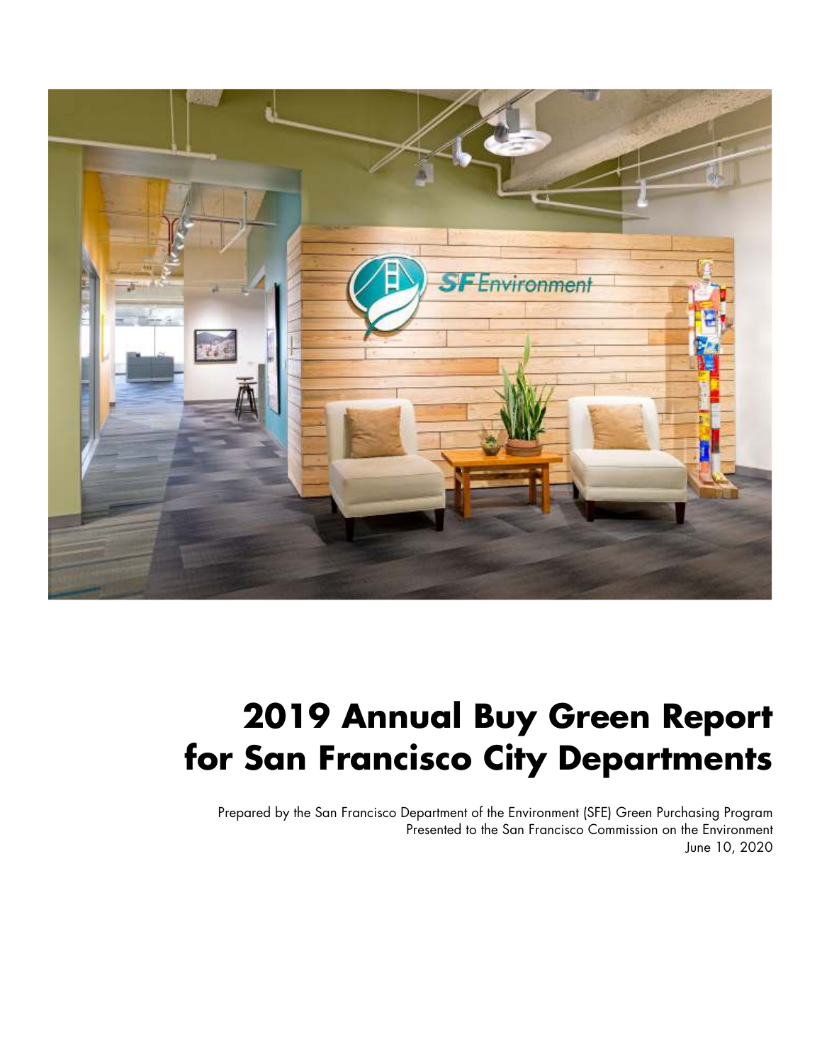# 2019 Annual Buy Green Report for San Francisco City Departments

Prepared by the San Francisco Department of the Environment (SFE) Green Purchasing Program
Presented to the San Francisco Commission on the Environment
June 10, 2020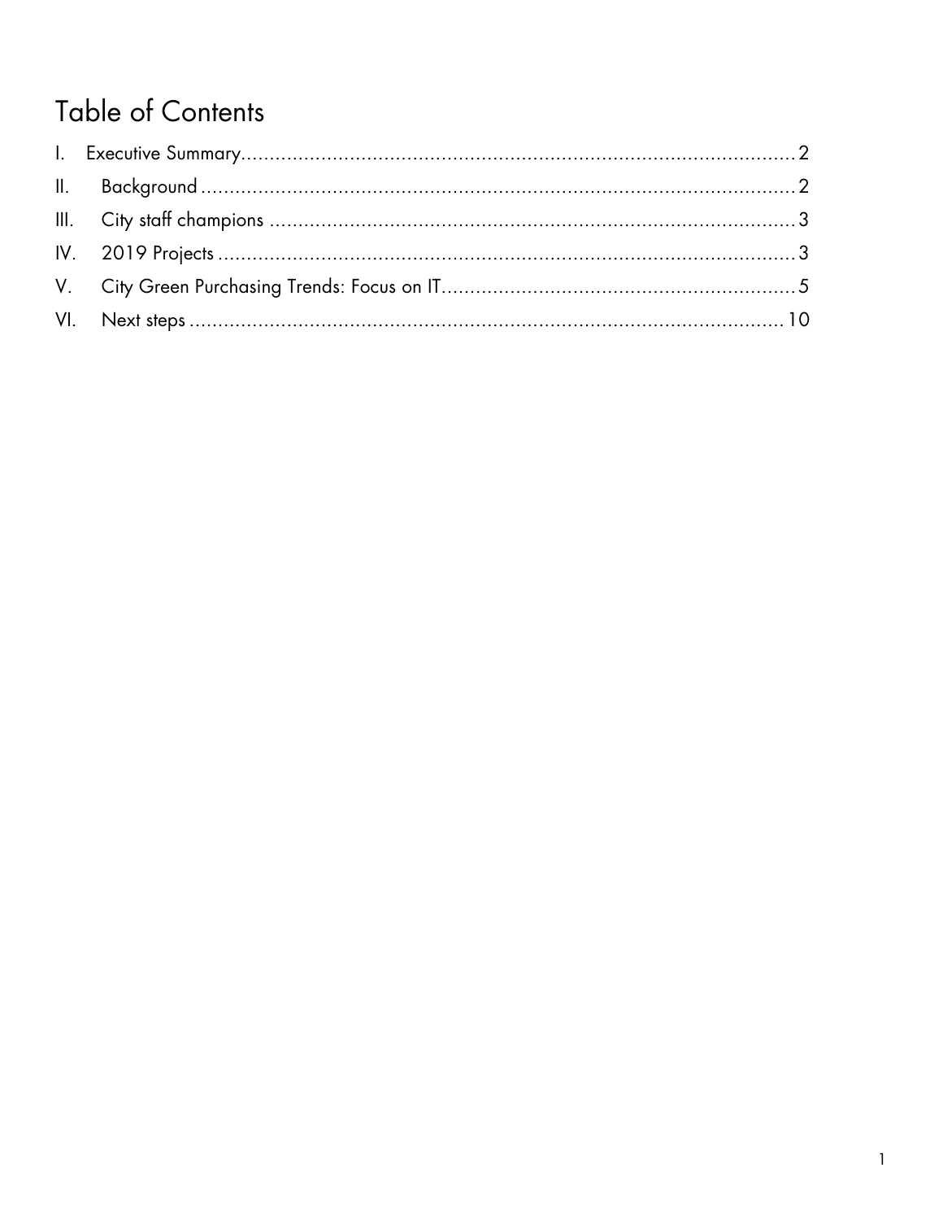# Table of Contents

I. Executive Summary.......................................................................................2

II. Background...............................................................................................2

III. City staff champions....................................................................................3

IV. 2019 Projects.............................................................................................3

V. City Green Purchasing Trends: Focus on IT.......................................................5

VI. Next steps...............................................................................................10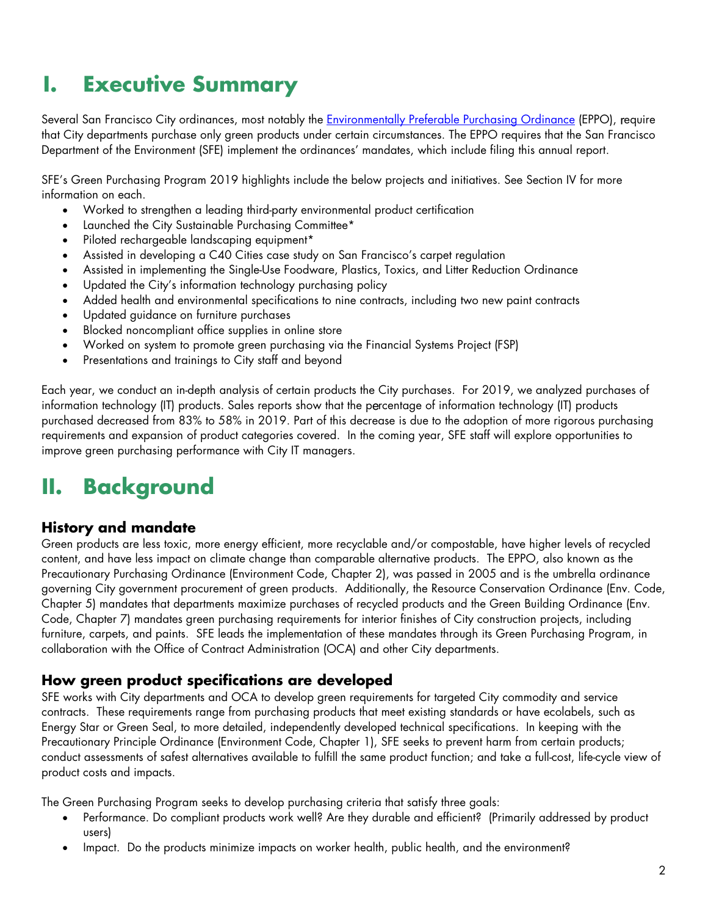# I. Executive Summary

Several San Francisco City ordinances, most notably the [Environmentally Preferable Purchasing Ordinance](#) (EPPO), require that City departments purchase only green products under certain circumstances. The EPPO requires that the San Francisco Department of the Environment (SFE) implement the ordinances' mandates, which include filing this annual report.

SFE's Green Purchasing Program 2019 highlights include the below projects and initiatives. See Section IV for more information on each.

- Worked to strengthen a leading third-party environmental product certification
- Launched the City Sustainable Purchasing Committee*
- Piloted rechargeable landscaping equipment*
- Assisted in developing a C40 Cities case study on San Francisco's carpet regulation
- Assisted in implementing the Single-Use Foodware, Plastics, Toxics, and Litter Reduction Ordinance
- Updated the City's information technology purchasing policy
- Added health and environmental specifications to nine contracts, including two new paint contracts
- Updated guidance on furniture purchases
- Blocked noncompliant office supplies in online store
- Worked on system to promote green purchasing via the Financial Systems Project (FSP)
- Presentations and trainings to City staff and beyond

Each year, we conduct an in-depth analysis of certain products the City purchases. For 2019, we analyzed purchases of information technology (IT) products. Sales reports show that the percentage of information technology (IT) products purchased decreased from 83% to 58% in 2019. Part of this decrease is due to the adoption of more rigorous purchasing requirements and expansion of product categories covered. In the coming year, SFE staff will explore opportunities to improve green purchasing performance with City IT managers.

# II. Background

## History and mandate

Green products are less toxic, more energy efficient, more recyclable and/or compostable, have higher levels of recycled content, and have less impact on climate change than comparable alternative products. The EPPO, also known as the Precautionary Purchasing Ordinance (Environment Code, Chapter 2), was passed in 2005 and is the umbrella ordinance governing City government procurement of green products. Additionally, the Resource Conservation Ordinance (Env. Code, Chapter 5) mandates that departments maximize purchases of recycled products and the Green Building Ordinance (Env. Code, Chapter 7) mandates green purchasing requirements for interior finishes of City construction projects, including furniture, carpets, and paints. SFE leads the implementation of these mandates through its Green Purchasing Program, in collaboration with the Office of Contract Administration (OCA) and other City departments.

## How green product specifications are developed

SFE works with City departments and OCA to develop green requirements for targeted City commodity and service contracts. These requirements range from purchasing products that meet existing standards or have ecolabels, such as Energy Star or Green Seal, to more detailed, independently developed technical specifications. In keeping with the Precautionary Principle Ordinance (Environment Code, Chapter 1), SFE seeks to prevent harm from certain products; conduct assessments of safest alternatives available to fulfill the same product function; and take a full-cost, life-cycle view of product costs and impacts.

The Green Purchasing Program seeks to develop purchasing criteria that satisfy three goals:

- Performance. Do compliant products work well? Are they durable and efficient? (Primarily addressed by product users)
- Impact. Do the products minimize impacts on worker health, public health, and the environment?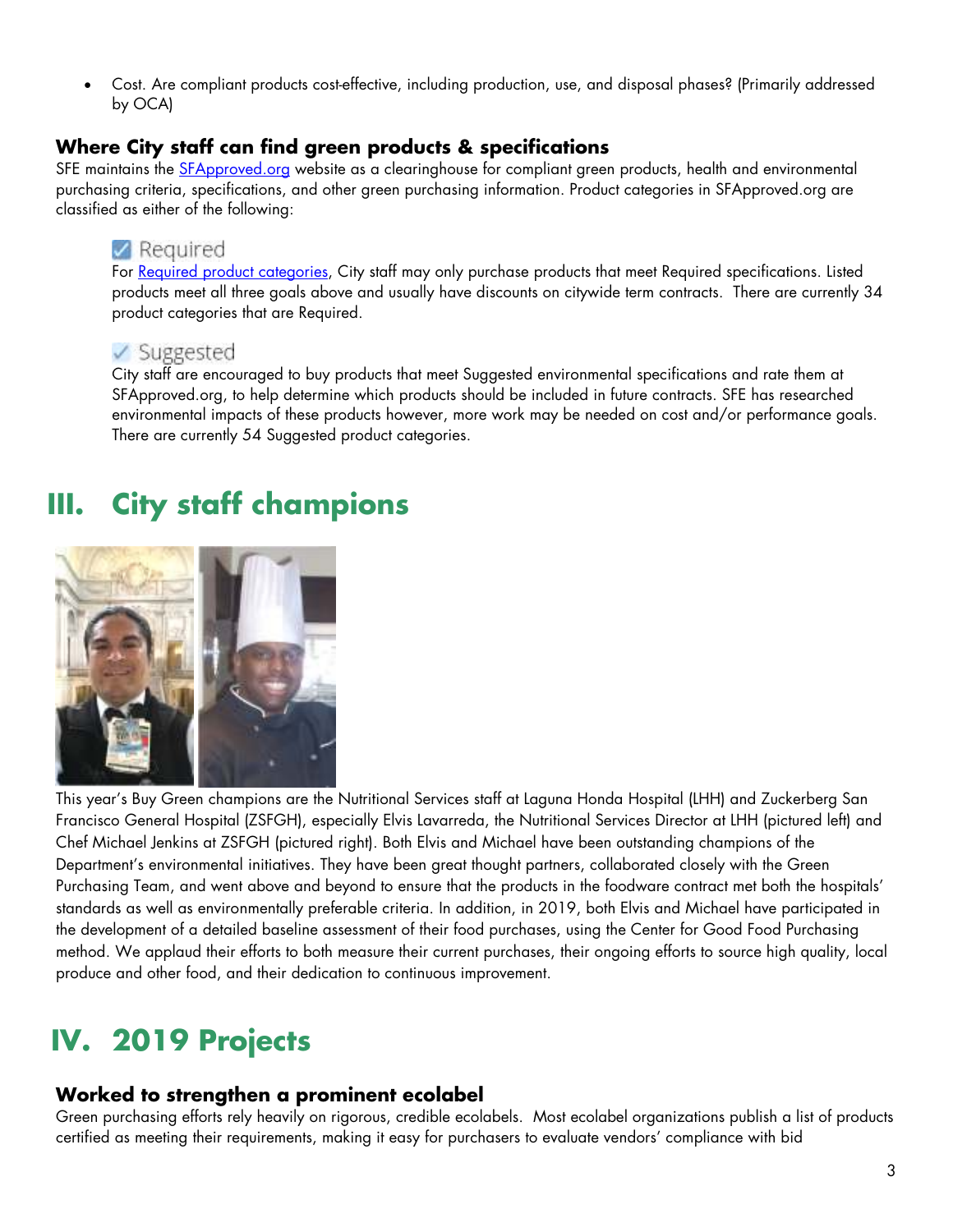- Cost. Are compliant products cost-effective, including production, use, and disposal phases? (Primarily addressed by OCA)

### Where City staff can find green products & specifications

SFE maintains the [SFApproved.org](SFApproved.org) website as a clearinghouse for compliant green products, health and environmental purchasing criteria, specifications, and other green purchasing information. Product categories in SFApproved.org are classified as either of the following:

**Required**

For [Required product categories](Required product categories), City staff may only purchase products that meet Required specifications. Listed products meet all three goals above and usually have discounts on citywide term contracts. There are currently 34 product categories that are Required.

**Suggested**

City staff are encouraged to buy products that meet Suggested environmental specifications and rate them at SFApproved.org, to help determine which products should be included in future contracts. SFE has researched environmental impacts of these products however, more work may be needed on cost and/or performance goals. There are currently 54 Suggested product categories.

## III. City staff champions

This year's Buy Green champions are the Nutritional Services staff at Laguna Honda Hospital (LHH) and Zuckerberg San Francisco General Hospital (ZSFGH), especially Elvis Lavarreda, the Nutritional Services Director at LHH (pictured left) and Chef Michael Jenkins at ZSFGH (pictured right). Both Elvis and Michael have been outstanding champions of the Department's environmental initiatives. They have been great thought partners, collaborated closely with the Green Purchasing Team, and went above and beyond to ensure that the products in the foodware contract met both the hospitals' standards as well as environmentally preferable criteria. In addition, in 2019, both Elvis and Michael have participated in the development of a detailed baseline assessment of their food purchases, using the Center for Good Food Purchasing method. We applaud their efforts to both measure their current purchases, their ongoing efforts to source high quality, local produce and other food, and their dedication to continuous improvement.

## IV. 2019 Projects

### Worked to strengthen a prominent ecolabel

Green purchasing efforts rely heavily on rigorous, credible ecolabels. Most ecolabel organizations publish a list of products certified as meeting their requirements, making it easy for purchasers to evaluate vendors' compliance with bid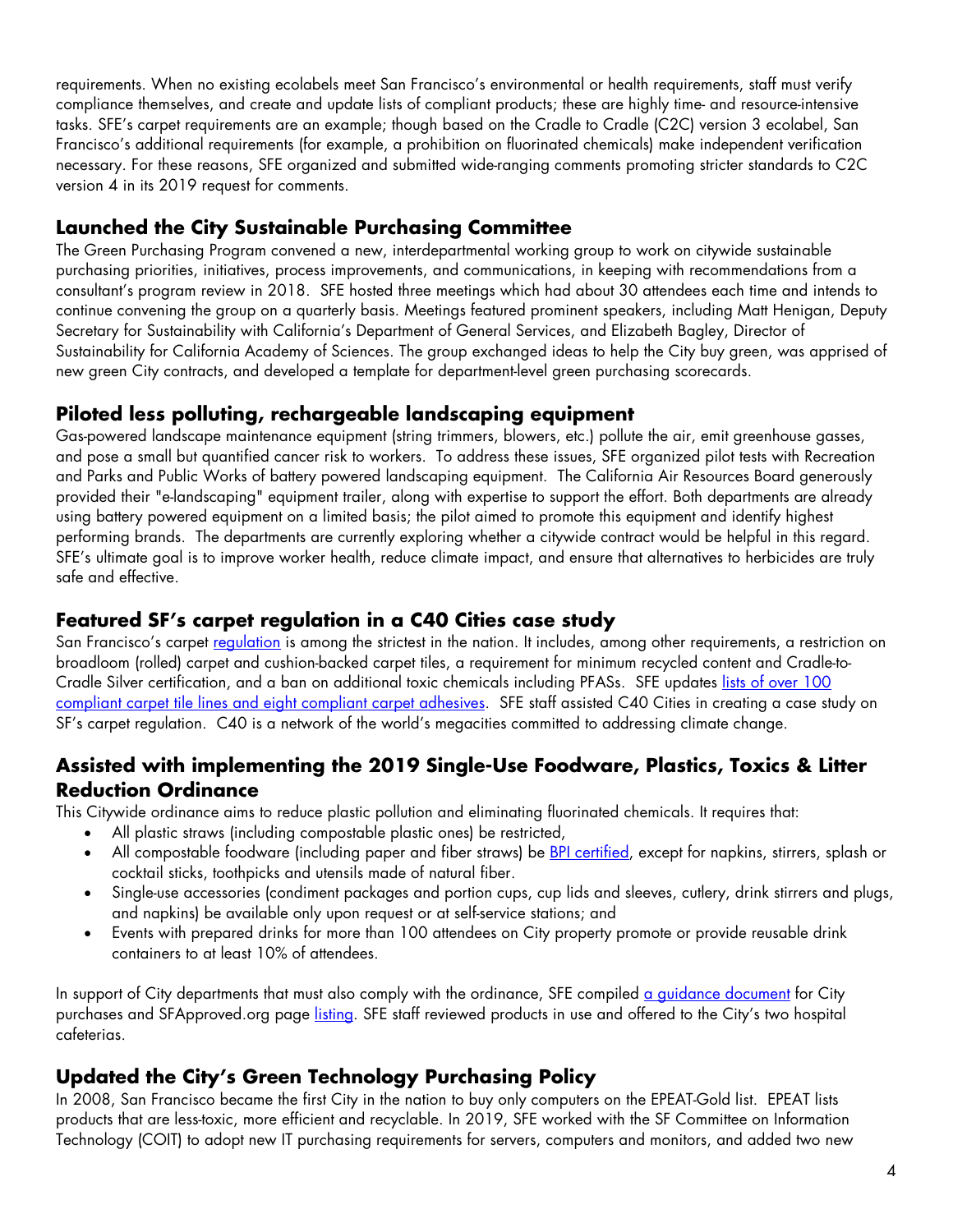requirements. When no existing ecolabels meet San Francisco's environmental or health requirements, staff must verify compliance themselves, and create and update lists of compliant products; these are highly time- and resource-intensive tasks. SFE's carpet requirements are an example; though based on the Cradle to Cradle (C2C) version 3 ecolabel, San Francisco's additional requirements (for example, a prohibition on fluorinated chemicals) make independent verification necessary. For these reasons, SFE organized and submitted wide-ranging comments promoting stricter standards to C2C version 4 in its 2019 request for comments.

## Launched the City Sustainable Purchasing Committee

The Green Purchasing Program convened a new, interdepartmental working group to work on citywide sustainable purchasing priorities, initiatives, process improvements, and communications, in keeping with recommendations from a consultant's program review in 2018. SFE hosted three meetings which had about 30 attendees each time and intends to continue convening the group on a quarterly basis. Meetings featured prominent speakers, including Matt Henigan, Deputy Secretary for Sustainability with California's Department of General Services, and Elizabeth Bagley, Director of Sustainability for California Academy of Sciences. The group exchanged ideas to help the City buy green, was apprised of new green City contracts, and developed a template for department-level green purchasing scorecards.

## Piloted less polluting, rechargeable landscaping equipment

Gas-powered landscape maintenance equipment (string trimmers, blowers, etc.) pollute the air, emit greenhouse gasses, and pose a small but quantified cancer risk to workers. To address these issues, SFE organized pilot tests with Recreation and Parks and Public Works of battery powered landscaping equipment. The California Air Resources Board generously provided their "e-landscaping" equipment trailer, along with expertise to support the effort. Both departments are already using battery powered equipment on a limited basis; the pilot aimed to promote this equipment and identify highest performing brands. The departments are currently exploring whether a citywide contract would be helpful in this regard. SFE's ultimate goal is to improve worker health, reduce climate impact, and ensure that alternatives to herbicides are truly safe and effective.

## Featured SF's carpet regulation in a C40 Cities case study

San Francisco's carpet regulation is among the strictest in the nation. It includes, among other requirements, a restriction on broadloom (rolled) carpet and cushion-backed carpet tiles, a requirement for minimum recycled content and Cradle-to-Cradle Silver certification, and a ban on additional toxic chemicals including PFASs. SFE updates lists of over 100 compliant carpet tile lines and eight compliant carpet adhesives. SFE staff assisted C40 Cities in creating a case study on SF's carpet regulation. C40 is a network of the world's megacities committed to addressing climate change.

## Assisted with implementing the 2019 Single-Use Foodware, Plastics, Toxics & Litter Reduction Ordinance

This Citywide ordinance aims to reduce plastic pollution and eliminating fluorinated chemicals. It requires that:

- All plastic straws (including compostable plastic ones) be restricted,
- All compostable foodware (including paper and fiber straws) be BPI certified, except for napkins, stirrers, splash or cocktail sticks, toothpicks and utensils made of natural fiber.
- Single-use accessories (condiment packages and portion cups, cup lids and sleeves, cutlery, drink stirrers and plugs, and napkins) be available only upon request or at self-service stations; and
- Events with prepared drinks for more than 100 attendees on City property promote or provide reusable drink containers to at least 10% of attendees.

In support of City departments that must also comply with the ordinance, SFE compiled a guidance document for City purchases and SFApproved.org page listing. SFE staff reviewed products in use and offered to the City's two hospital cafeterias.

## Updated the City's Green Technology Purchasing Policy

In 2008, San Francisco became the first City in the nation to buy only computers on the EPEAT-Gold list. EPEAT lists products that are less-toxic, more efficient and recyclable. In 2019, SFE worked with the SF Committee on Information Technology (COIT) to adopt new IT purchasing requirements for servers, computers and monitors, and added two new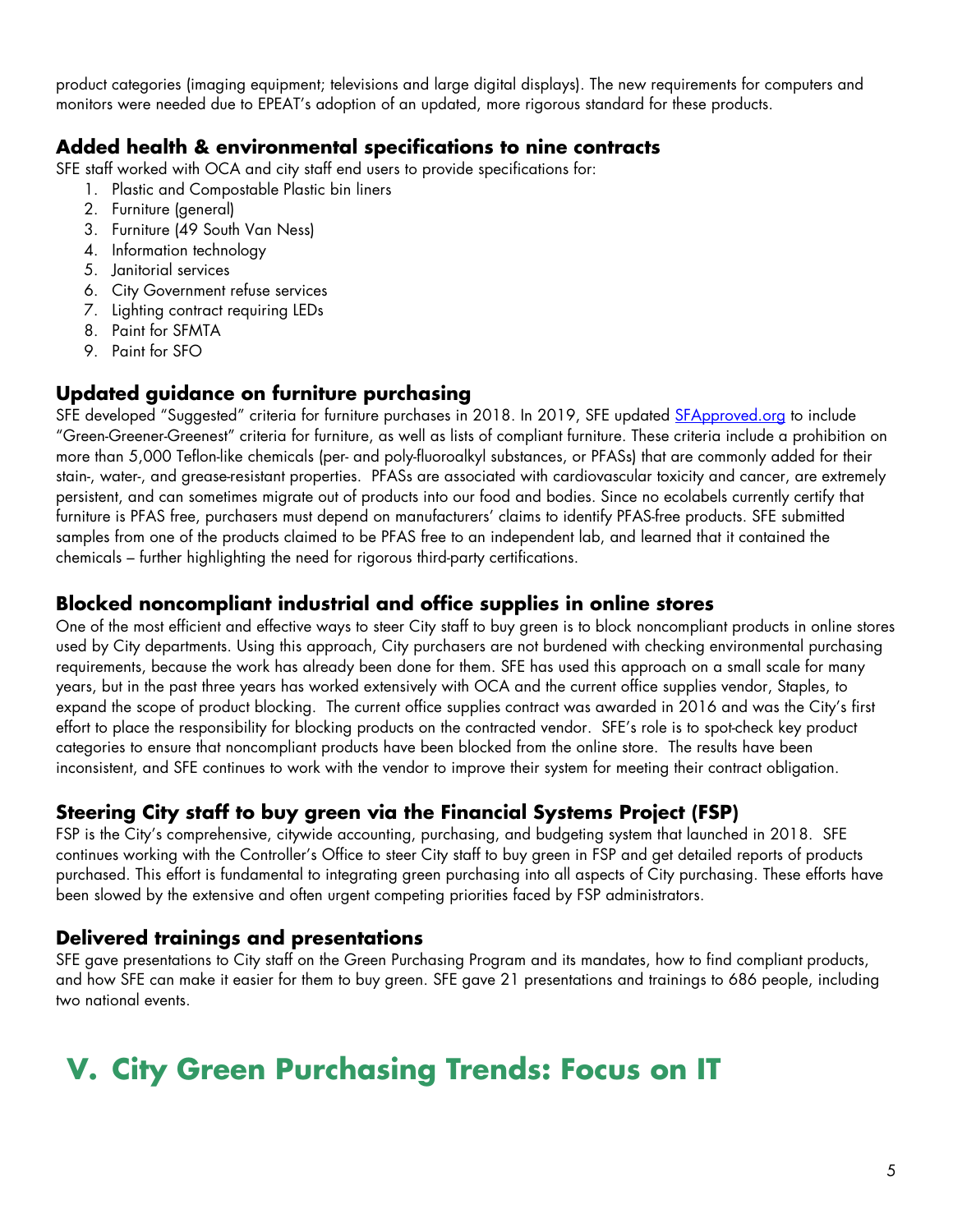product categories (imaging equipment; televisions and large digital displays). The new requirements for computers and monitors were needed due to EPEAT's adoption of an updated, more rigorous standard for these products.

### Added health & environmental specifications to nine contracts

SFE staff worked with OCA and city staff end users to provide specifications for:

1. Plastic and Compostable Plastic bin liners
2. Furniture (general)
3. Furniture (49 South Van Ness)
4. Information technology
5. Janitorial services
6. City Government refuse services
7. Lighting contract requiring LEDs
8. Paint for SFMTA
9. Paint for SFO

### Updated guidance on furniture purchasing

SFE developed "Suggested" criteria for furniture purchases in 2018. In 2019, SFE updated [SFApproved.org](SFApproved.org) to include "Green-Greener-Greenest" criteria for furniture, as well as lists of compliant furniture. These criteria include a prohibition on more than 5,000 Teflon-like chemicals (per- and poly-fluoroalkyl substances, or PFASs) that are commonly added for their stain-, water-, and grease-resistant properties. PFASs are associated with cardiovascular toxicity and cancer, are extremely persistent, and can sometimes migrate out of products into our food and bodies. Since no ecolabels currently certify that furniture is PFAS free, purchasers must depend on manufacturers' claims to identify PFAS-free products. SFE submitted samples from one of the products claimed to be PFAS free to an independent lab, and learned that it contained the chemicals – further highlighting the need for rigorous third-party certifications.

### Blocked noncompliant industrial and office supplies in online stores

One of the most efficient and effective ways to steer City staff to buy green is to block noncompliant products in online stores used by City departments. Using this approach, City purchasers are not burdened with checking environmental purchasing requirements, because the work has already been done for them. SFE has used this approach on a small scale for many years, but in the past three years has worked extensively with OCA and the current office supplies vendor, Staples, to expand the scope of product blocking. The current office supplies contract was awarded in 2016 and was the City's first effort to place the responsibility for blocking products on the contracted vendor. SFE's role is to spot-check key product categories to ensure that noncompliant products have been blocked from the online store. The results have been inconsistent, and SFE continues to work with the vendor to improve their system for meeting their contract obligation.

### Steering City staff to buy green via the Financial Systems Project (FSP)

FSP is the City's comprehensive, citywide accounting, purchasing, and budgeting system that launched in 2018. SFE continues working with the Controller's Office to steer City staff to buy green in FSP and get detailed reports of products purchased. This effort is fundamental to integrating green purchasing into all aspects of City purchasing. These efforts have been slowed by the extensive and often urgent competing priorities faced by FSP administrators.

### Delivered trainings and presentations

SFE gave presentations to City staff on the Green Purchasing Program and its mandates, how to find compliant products, and how SFE can make it easier for them to buy green. SFE gave 21 presentations and trainings to 686 people, including two national events.

## V. City Green Purchasing Trends: Focus on IT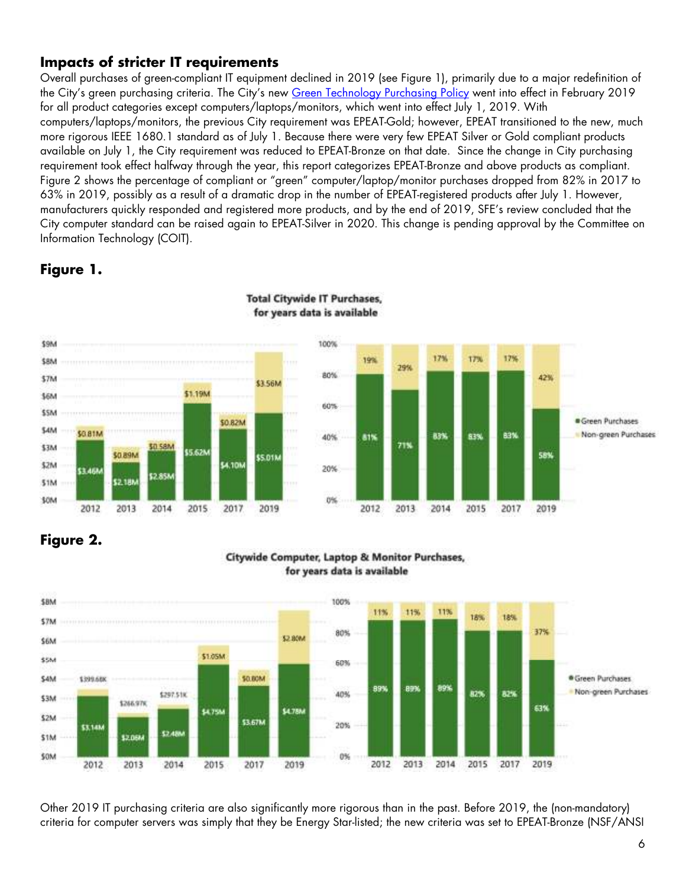## Impacts of stricter IT requirements

Overall purchases of green-compliant IT equipment declined in 2019 (see Figure 1), primarily due to a major redefinition of the City's green purchasing criteria. The City's new Green Technology Purchasing Policy went into effect in February 2019 for all product categories except computers/laptops/monitors, which went into effect July 1, 2019. With computers/laptops/monitors, the previous City requirement was EPEAT-Gold; however, EPEAT transitioned to the new, much more rigorous IEEE 1680.1 standard as of July 1. Because there were very few EPEAT Silver or Gold compliant products available on July 1, the City requirement was reduced to EPEAT-Bronze on that date. Since the change in City purchasing requirement took effect halfway through the year, this report categorizes EPEAT-Bronze and above products as compliant. Figure 2 shows the percentage of compliant or "green" computer/laptop/monitor purchases dropped from 82% in 2017 to 63% in 2019, possibly as a result of a dramatic drop in the number of EPEAT-registered products after July 1. However, manufacturers quickly responded and registered more products, and by the end of 2019, SFE's review concluded that the City computer standard can be raised again to EPEAT-Silver in 2020. This change is pending approval by the Committee on Information Technology (COIT).

### Figure 1.

Total Citywide IT Purchases, for years data is available

| Year | Green Purchases | Non-green Purchases | Green % | Non-green % |
|---|---|---|---|---|
| 2012 | $3.46M | $0.81M | 81% | 19% |
| 2013 | $2.18M | $0.89M | 71% | 29% |
| 2014 | $2.85M | $0.58M | 83% | 17% |
| 2015 | $5.62M | $1.19M | 83% | 17% |
| 2017 | $4.10M | $0.82M | 83% | 17% |
| 2019 | $5.01M | $3.56M | 58% | 42% |

### Figure 2.

Citywide Computer, Laptop & Monitor Purchases, for years data is available

| Year | Green Purchases | Non-green Purchases | Green % | Non-green % |
|---|---|---|---|---|
| 2012 | $3.14M | $399.68K | 89% | 11% |
| 2013 | $2.06M | $266.97K | 89% | 11% |
| 2014 | $2.48M | $297.51K | 89% | 11% |
| 2015 | $4.75M | $1.05M | 82% | 18% |
| 2017 | $3.67M | $0.80M | 82% | 18% |
| 2019 | $4.78M | $2.80M | 63% | 37% |

Other 2019 IT purchasing criteria are also significantly more rigorous than in the past. Before 2019, the (non-mandatory) criteria for computer servers was simply that they be Energy Star-listed; the new criteria was set to EPEAT-Bronze (NSF/ANSI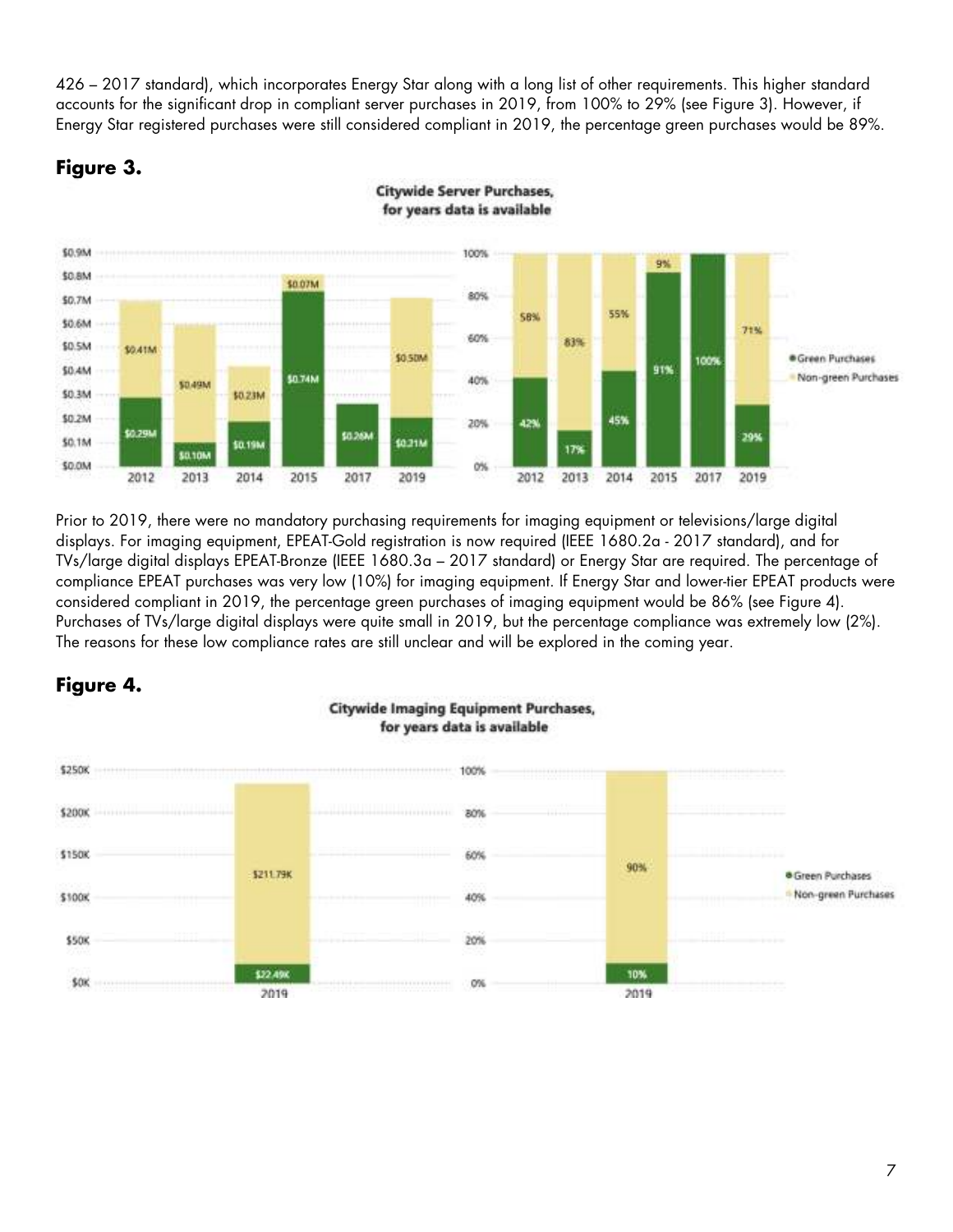426 – 2017 standard), which incorporates Energy Star along with a long list of other requirements. This higher standard accounts for the significant drop in compliant server purchases in 2019, from 100% to 29% (see Figure 3). However, if Energy Star registered purchases were still considered compliant in 2019, the percentage green purchases would be 89%.

## Figure 3.

Prior to 2019, there were no mandatory purchasing requirements for imaging equipment or televisions/large digital displays. For imaging equipment, EPEAT-Gold registration is now required (IEEE 1680.2a - 2017 standard), and for TVs/large digital displays EPEAT-Bronze (IEEE 1680.3a – 2017 standard) or Energy Star are required. The percentage of compliance EPEAT purchases was very low (10%) for imaging equipment. If Energy Star and lower-tier EPEAT products were considered compliant in 2019, the percentage green purchases of imaging equipment would be 86% (see Figure 4). Purchases of TVs/large digital displays were quite small in 2019, but the percentage compliance was extremely low (2%). The reasons for these low compliance rates are still unclear and will be explored in the coming year.

## Figure 4.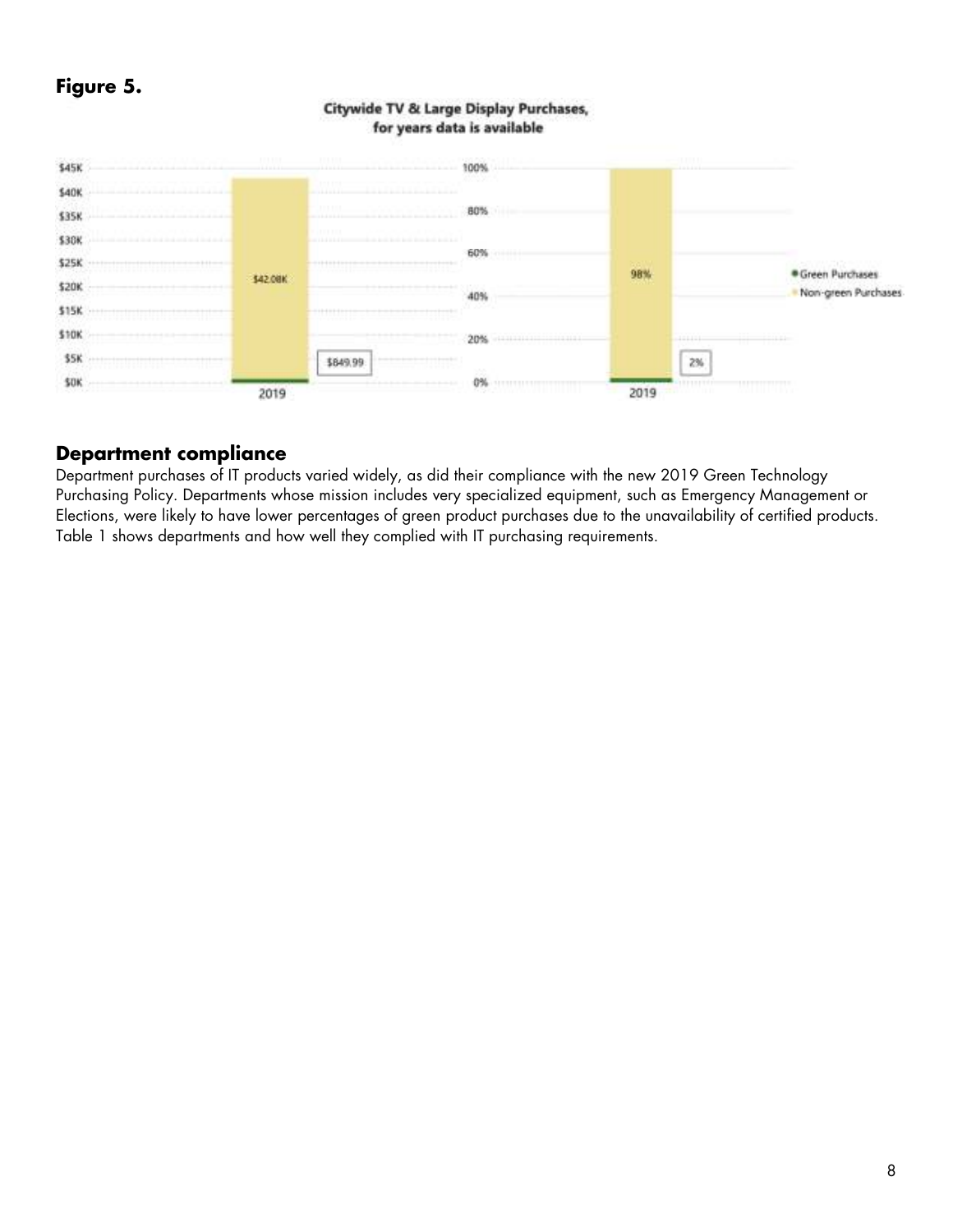**Figure 5.**

## Department compliance

Department purchases of IT products varied widely, as did their compliance with the new 2019 Green Technology Purchasing Policy. Departments whose mission includes very specialized equipment, such as Emergency Management or Elections, were likely to have lower percentages of green product purchases due to the unavailability of certified products. Table 1 shows departments and how well they complied with IT purchasing requirements.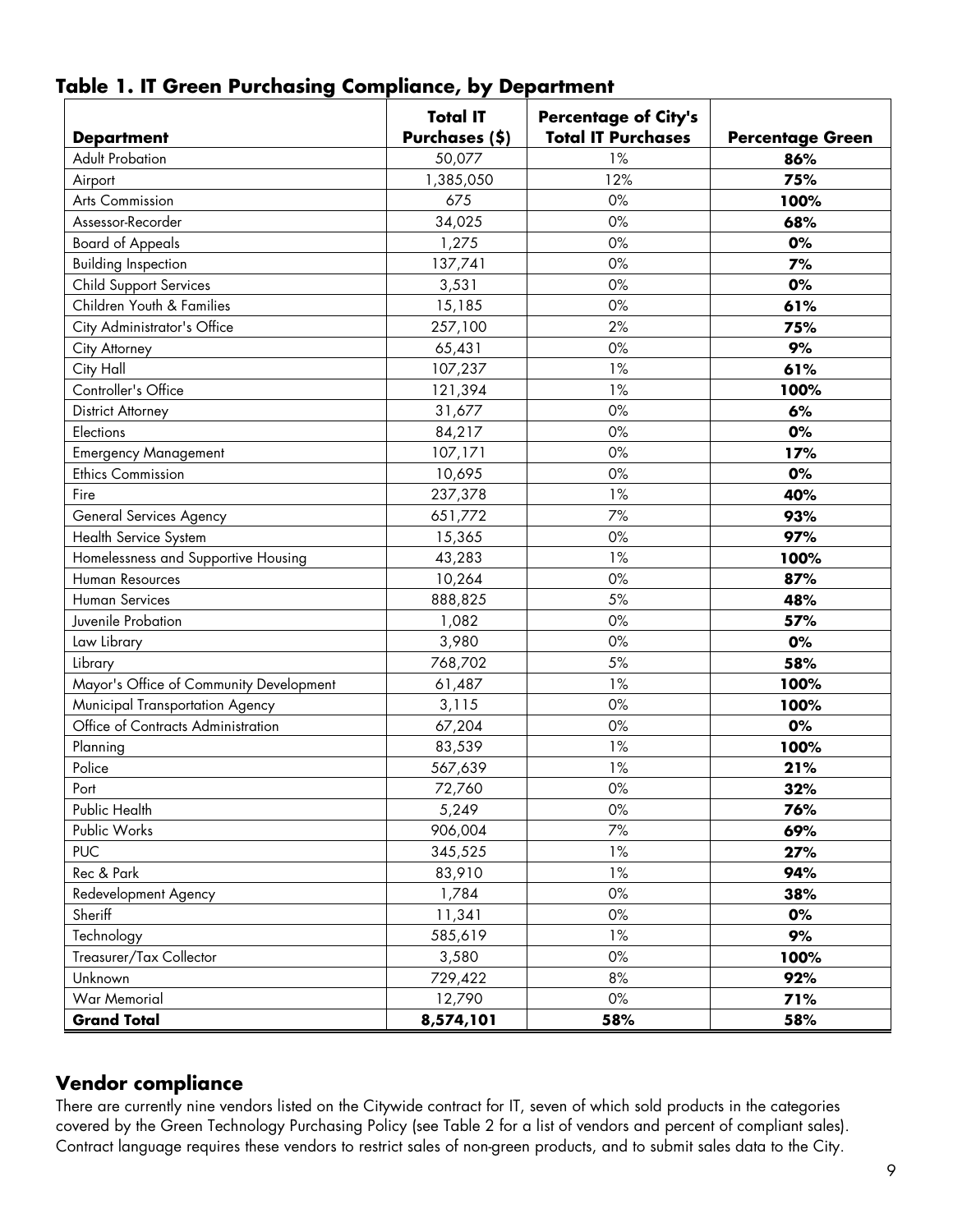## Table 1. IT Green Purchasing Compliance, by Department

| Department | Total IT Purchases ($) | Percentage of City's Total IT Purchases | Percentage Green |
|---|---|---|---|
| Adult Probation | 50,077 | 1% | **86%** |
| Airport | 1,385,050 | 12% | **75%** |
| Arts Commission | 675 | 0% | **100%** |
| Assessor-Recorder | 34,025 | 0% | **68%** |
| Board of Appeals | 1,275 | 0% | **0%** |
| Building Inspection | 137,741 | 0% | **7%** |
| Child Support Services | 3,531 | 0% | **0%** |
| Children Youth & Families | 15,185 | 0% | **61%** |
| City Administrator's Office | 257,100 | 2% | **75%** |
| City Attorney | 65,431 | 0% | **9%** |
| City Hall | 107,237 | 1% | **61%** |
| Controller's Office | 121,394 | 1% | **100%** |
| District Attorney | 31,677 | 0% | **6%** |
| Elections | 84,217 | 0% | **0%** |
| Emergency Management | 107,171 | 0% | **17%** |
| Ethics Commission | 10,695 | 0% | **0%** |
| Fire | 237,378 | 1% | **40%** |
| General Services Agency | 651,772 | 7% | **93%** |
| Health Service System | 15,365 | 0% | **97%** |
| Homelessness and Supportive Housing | 43,283 | 1% | **100%** |
| Human Resources | 10,264 | 0% | **87%** |
| Human Services | 888,825 | 5% | **48%** |
| Juvenile Probation | 1,082 | 0% | **57%** |
| Law Library | 3,980 | 0% | **0%** |
| Library | 768,702 | 5% | **58%** |
| Mayor's Office of Community Development | 61,487 | 1% | **100%** |
| Municipal Transportation Agency | 3,115 | 0% | **100%** |
| Office of Contracts Administration | 67,204 | 0% | **0%** |
| Planning | 83,539 | 1% | **100%** |
| Police | 567,639 | 1% | **21%** |
| Port | 72,760 | 0% | **32%** |
| Public Health | 5,249 | 0% | **76%** |
| Public Works | 906,004 | 7% | **69%** |
| PUC | 345,525 | 1% | **27%** |
| Rec & Park | 83,910 | 1% | **94%** |
| Redevelopment Agency | 1,784 | 0% | **38%** |
| Sheriff | 11,341 | 0% | **0%** |
| Technology | 585,619 | 1% | **9%** |
| Treasurer/Tax Collector | 3,580 | 0% | **100%** |
| Unknown | 729,422 | 8% | **92%** |
| War Memorial | 12,790 | 0% | **71%** |
| **Grand Total** | **8,574,101** | **58%** | **58%** |

## Vendor compliance

There are currently nine vendors listed on the Citywide contract for IT, seven of which sold products in the categories covered by the Green Technology Purchasing Policy (see Table 2 for a list of vendors and percent of compliant sales). Contract language requires these vendors to restrict sales of non-green products, and to submit sales data to the City.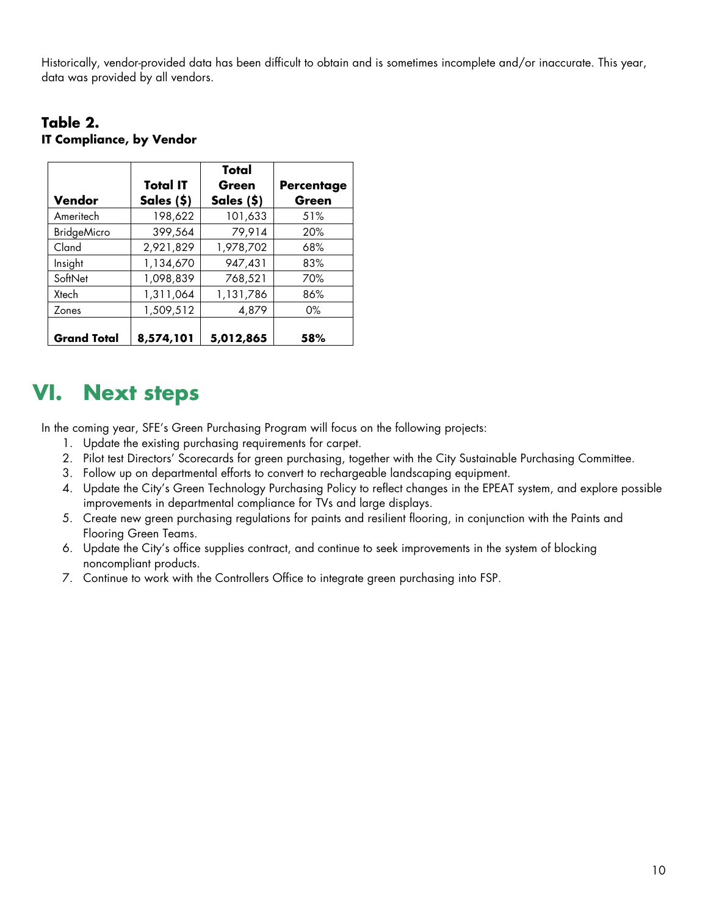Historically, vendor-provided data has been difficult to obtain and is sometimes incomplete and/or inaccurate. This year, data was provided by all vendors.

**Table 2.**
**IT Compliance, by Vendor**

| Vendor | Total IT Sales ($) | Total Green Sales ($) | Percentage Green |
|---|---|---|---|
| Ameritech | 198,622 | 101,633 | 51% |
| BridgeMicro | 399,564 | 79,914 | 20% |
| Cland | 2,921,829 | 1,978,702 | 68% |
| Insight | 1,134,670 | 947,431 | 83% |
| SoftNet | 1,098,839 | 768,521 | 70% |
| Xtech | 1,311,064 | 1,131,786 | 86% |
| Zones | 1,509,512 | 4,879 | 0% |
| **Grand Total** | **8,574,101** | **5,012,865** | **58%** |

# VI. Next steps

In the coming year, SFE's Green Purchasing Program will focus on the following projects:

1. Update the existing purchasing requirements for carpet.
2. Pilot test Directors' Scorecards for green purchasing, together with the City Sustainable Purchasing Committee.
3. Follow up on departmental efforts to convert to rechargeable landscaping equipment.
4. Update the City's Green Technology Purchasing Policy to reflect changes in the EPEAT system, and explore possible improvements in departmental compliance for TVs and large displays.
5. Create new green purchasing regulations for paints and resilient flooring, in conjunction with the Paints and Flooring Green Teams.
6. Update the City's office supplies contract, and continue to seek improvements in the system of blocking noncompliant products.
7. Continue to work with the Controllers Office to integrate green purchasing into FSP.